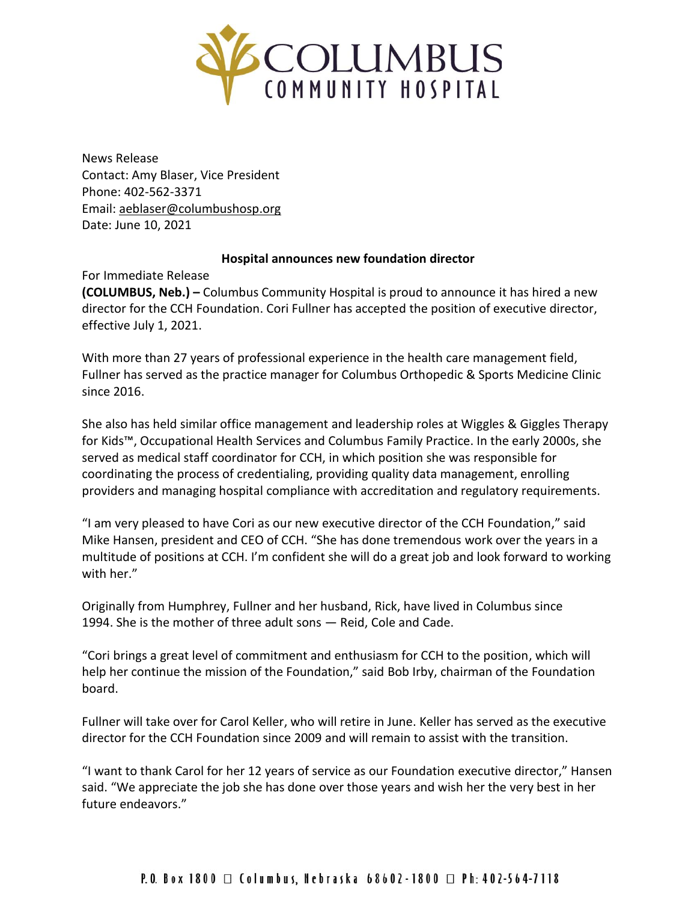News Release
Contact: Amy Blaser, Vice President
Phone: 402-562-3371
Email: aeblaser@columbushosp.org
Date: June 10, 2021

**Hospital announces new foundation director**

For Immediate Release
**(COLUMBUS, Neb.) –** Columbus Community Hospital is proud to announce it has hired a new director for the CCH Foundation. Cori Fullner has accepted the position of executive director, effective July 1, 2021.

With more than 27 years of professional experience in the health care management field, Fullner has served as the practice manager for Columbus Orthopedic & Sports Medicine Clinic since 2016.

She also has held similar office management and leadership roles at Wiggles & Giggles Therapy for Kids™, Occupational Health Services and Columbus Family Practice. In the early 2000s, she served as medical staff coordinator for CCH, in which position she was responsible for coordinating the process of credentialing, providing quality data management, enrolling providers and managing hospital compliance with accreditation and regulatory requirements.

"I am very pleased to have Cori as our new executive director of the CCH Foundation," said Mike Hansen, president and CEO of CCH. "She has done tremendous work over the years in a multitude of positions at CCH. I'm confident she will do a great job and look forward to working with her."

Originally from Humphrey, Fullner and her husband, Rick, have lived in Columbus since 1994. She is the mother of three adult sons — Reid, Cole and Cade.

"Cori brings a great level of commitment and enthusiasm for CCH to the position, which will help her continue the mission of the Foundation," said Bob Irby, chairman of the Foundation board.

Fullner will take over for Carol Keller, who will retire in June. Keller has served as the executive director for the CCH Foundation since 2009 and will remain to assist with the transition.

"I want to thank Carol for her 12 years of service as our Foundation executive director," Hansen said. "We appreciate the job she has done over those years and wish her the very best in her future endeavors."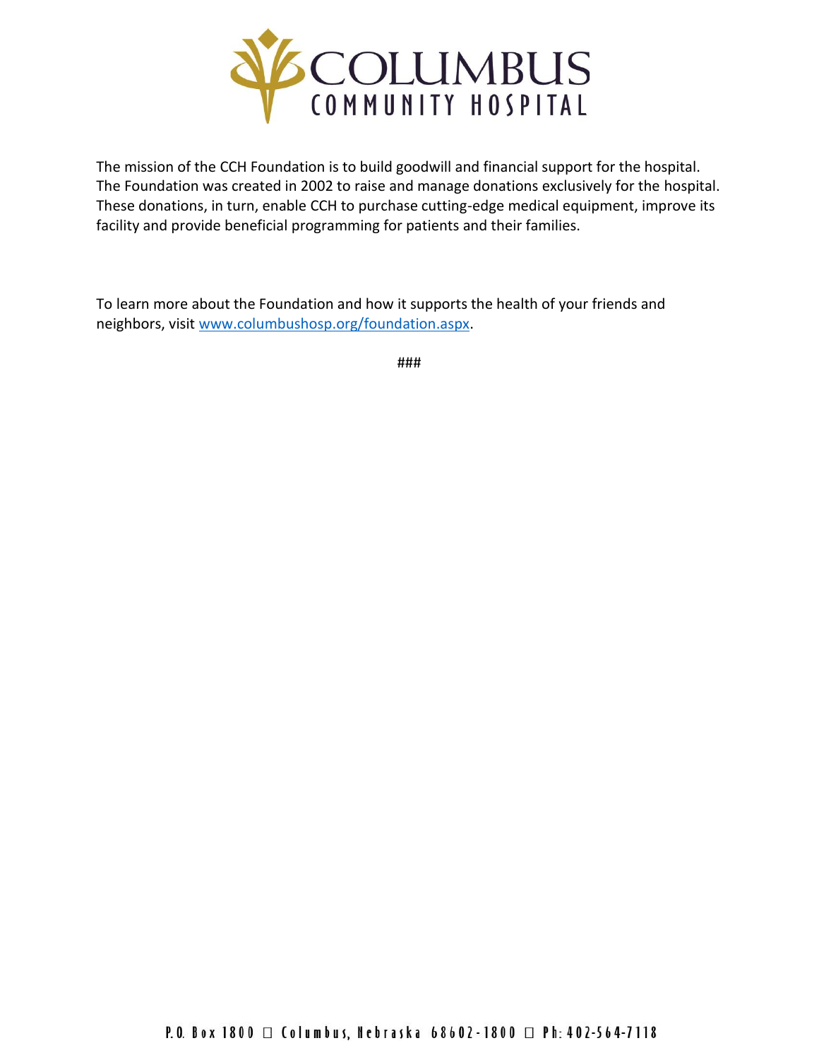The mission of the CCH Foundation is to build goodwill and financial support for the hospital. The Foundation was created in 2002 to raise and manage donations exclusively for the hospital. These donations, in turn, enable CCH to purchase cutting-edge medical equipment, improve its facility and provide beneficial programming for patients and their families.

To learn more about the Foundation and how it supports the health of your friends and neighbors, visit www.columbushosp.org/foundation.aspx.

###